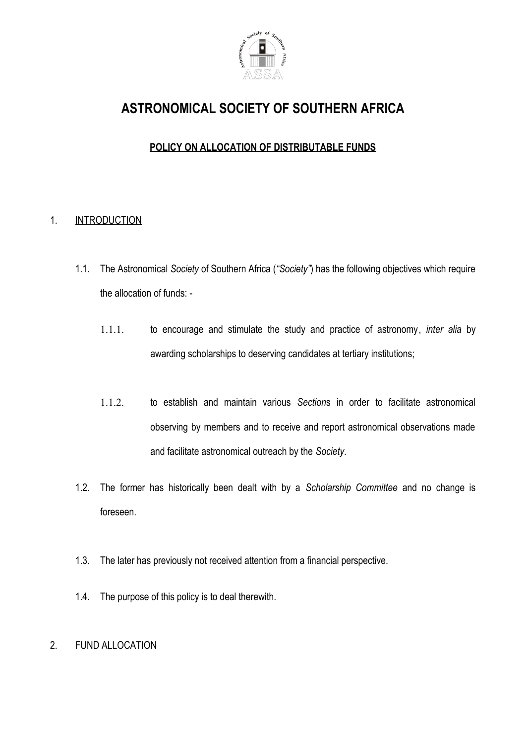# ASTRONOMICAL SOCIETY OF SOUTHERN AFRICA

## POLICY ON ALLOCATION OF DISTRIBUTABLE FUNDS

1. INTRODUCTION

   1.1. The Astronomical *Society* of Southern Africa (*"Society"*) has the following objectives which require the allocation of funds: -

   1.1.1. to encourage and stimulate the study and practice of astronomy, *inter alia* by awarding scholarships to deserving candidates at tertiary institutions;

   1.1.2. to establish and maintain various *Section*s in order to facilitate astronomical observing by members and to receive and report astronomical observations made and facilitate astronomical outreach by the *Society*.

   1.2. The former has historically been dealt with by a *Scholarship Committee* and no change is foreseen.

   1.3. The later has previously not received attention from a financial perspective.

   1.4. The purpose of this policy is to deal therewith.

2. FUND ALLOCATION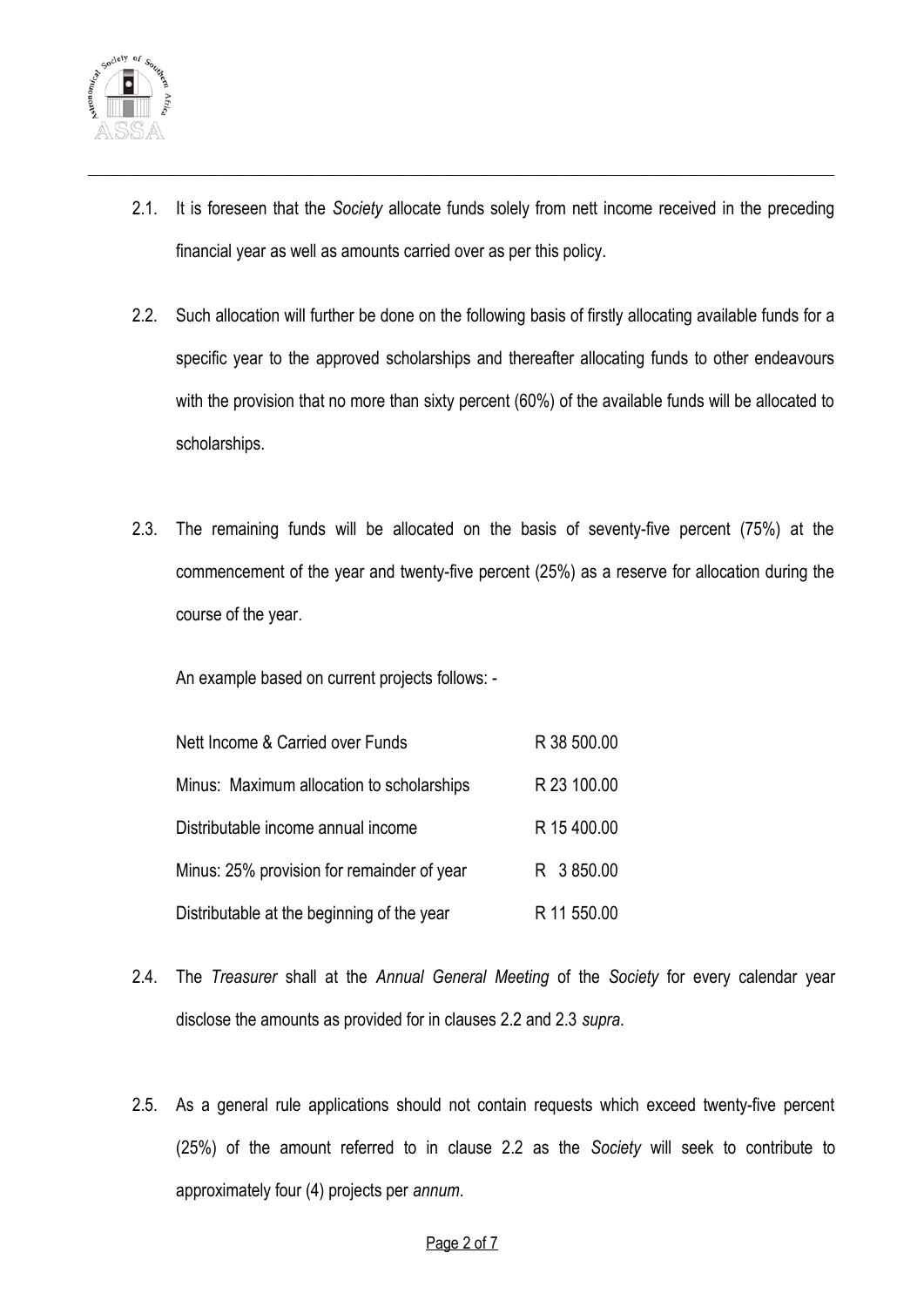2.1. It is foreseen that the *Society* allocate funds solely from nett income received in the preceding financial year as well as amounts carried over as per this policy.

2.2. Such allocation will further be done on the following basis of firstly allocating available funds for a specific year to the approved scholarships and thereafter allocating funds to other endeavours with the provision that no more than sixty percent (60%) of the available funds will be allocated to scholarships.

2.3. The remaining funds will be allocated on the basis of seventy-five percent (75%) at the commencement of the year and twenty-five percent (25%) as a reserve for allocation during the course of the year.

An example based on current projects follows: -

| | |
|---|---|
| Nett Income & Carried over Funds | R 38 500.00 |
| Minus: Maximum allocation to scholarships | R 23 100.00 |
| Distributable income annual income | R 15 400.00 |
| Minus: 25% provision for remainder of year | R 3 850.00 |
| Distributable at the beginning of the year | R 11 550.00 |

2.4. The *Treasurer* shall at the *Annual General Meeting* of the *Society* for every calendar year disclose the amounts as provided for in clauses 2.2 and 2.3 *supra*.

2.5. As a general rule applications should not contain requests which exceed twenty-five percent (25%) of the amount referred to in clause 2.2 as the *Society* will seek to contribute to approximately four (4) projects per *annum*.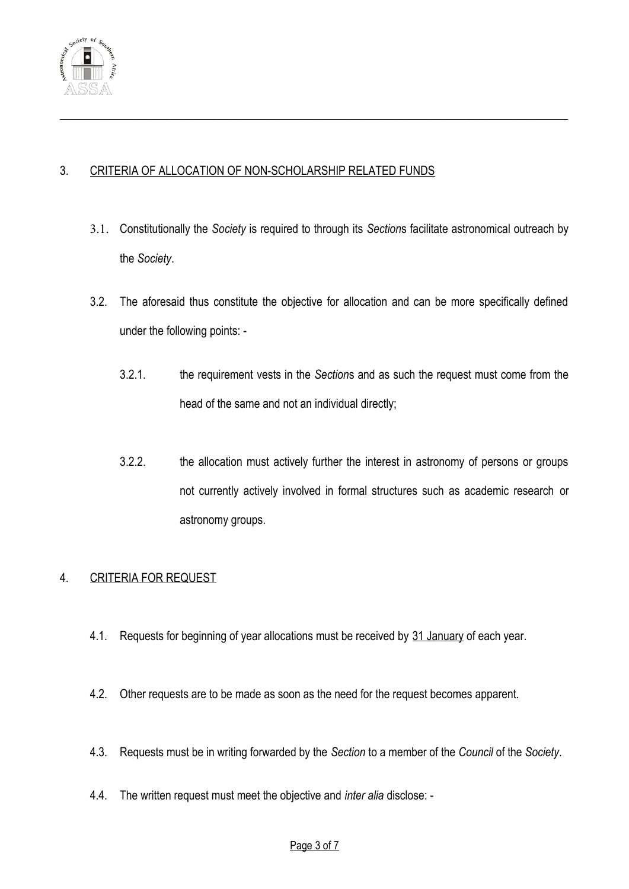## 3. <u>CRITERIA OF ALLOCATION OF NON-SCHOLARSHIP RELATED FUNDS</u>

3.1. Constitutionally the *Society* is required to through its *Section*s facilitate astronomical outreach by the *Society*.

3.2. The aforesaid thus constitute the objective for allocation and can be more specifically defined under the following points: -

3.2.1. the requirement vests in the *Section*s and as such the request must come from the head of the same and not an individual directly;

3.2.2. the allocation must actively further the interest in astronomy of persons or groups not currently actively involved in formal structures such as academic research or astronomy groups.

## 4. <u>CRITERIA FOR REQUEST</u>

4.1. Requests for beginning of year allocations must be received by <u>31 January</u> of each year.

4.2. Other requests are to be made as soon as the need for the request becomes apparent.

4.3. Requests must be in writing forwarded by the *Section* to a member of the *Council* of the *Society*.

4.4. The written request must meet the objective and *inter alia* disclose: -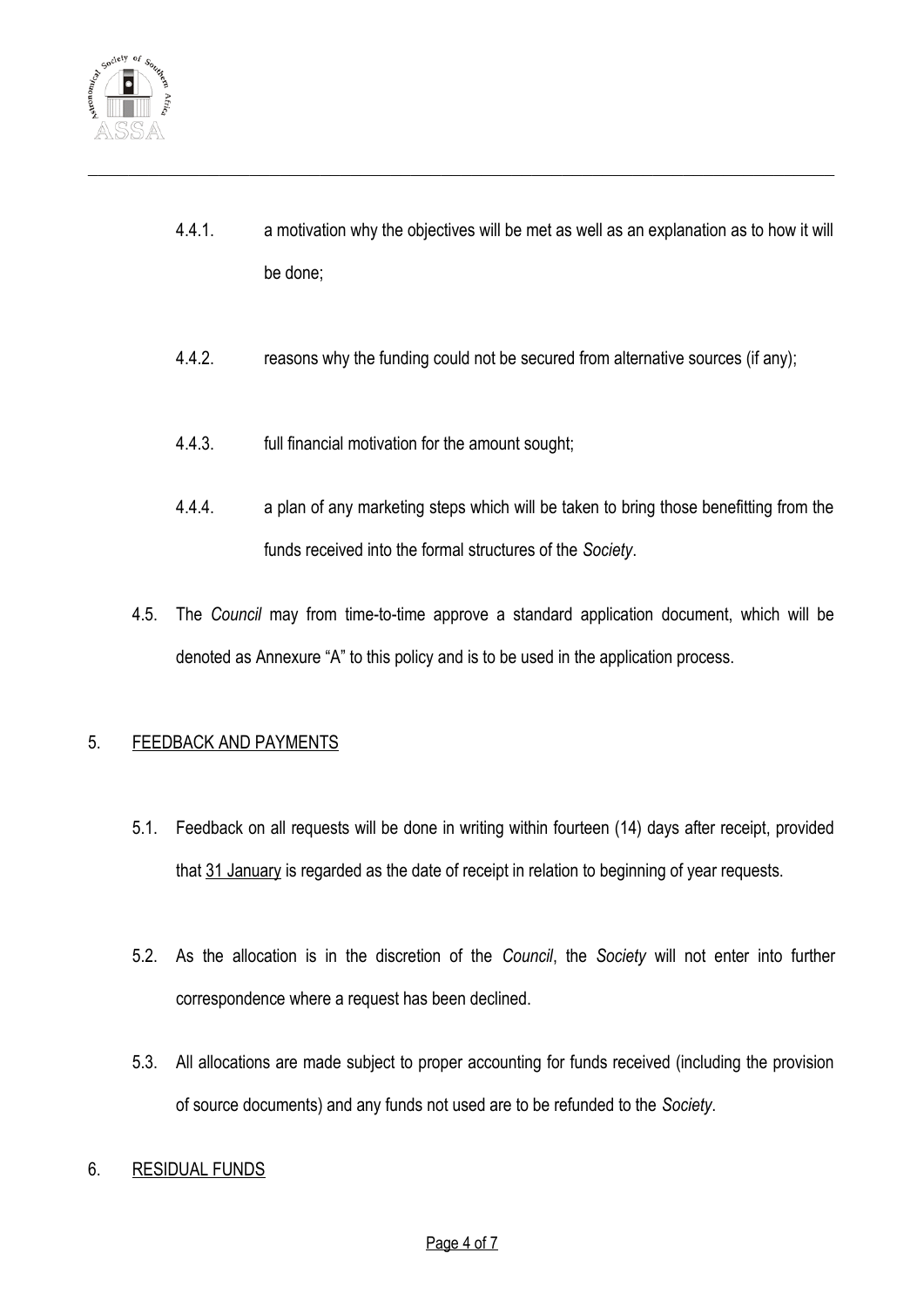4.4.1. a motivation why the objectives will be met as well as an explanation as to how it will be done;

4.4.2. reasons why the funding could not be secured from alternative sources (if any);

4.4.3. full financial motivation for the amount sought;

4.4.4. a plan of any marketing steps which will be taken to bring those benefitting from the funds received into the formal structures of the *Society*.

4.5. The *Council* may from time-to-time approve a standard application document, which will be denoted as Annexure "A" to this policy and is to be used in the application process.

## 5. FEEDBACK AND PAYMENTS

5.1. Feedback on all requests will be done in writing within fourteen (14) days after receipt, provided that 31 January is regarded as the date of receipt in relation to beginning of year requests.

5.2. As the allocation is in the discretion of the *Council*, the *Society* will not enter into further correspondence where a request has been declined.

5.3. All allocations are made subject to proper accounting for funds received (including the provision of source documents) and any funds not used are to be refunded to the *Society*.

## 6. RESIDUAL FUNDS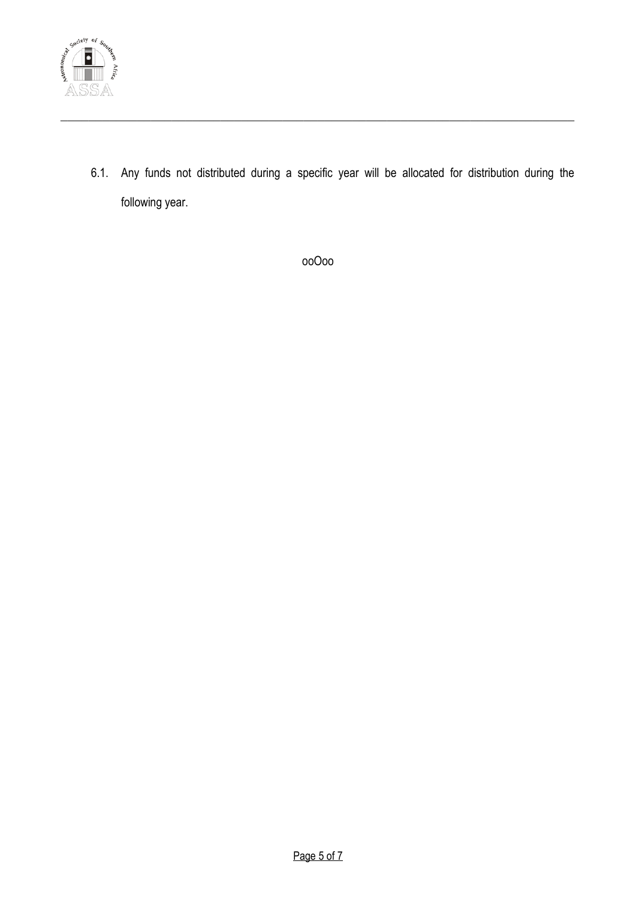6.1. Any funds not distributed during a specific year will be allocated for distribution during the following year.

ooOoo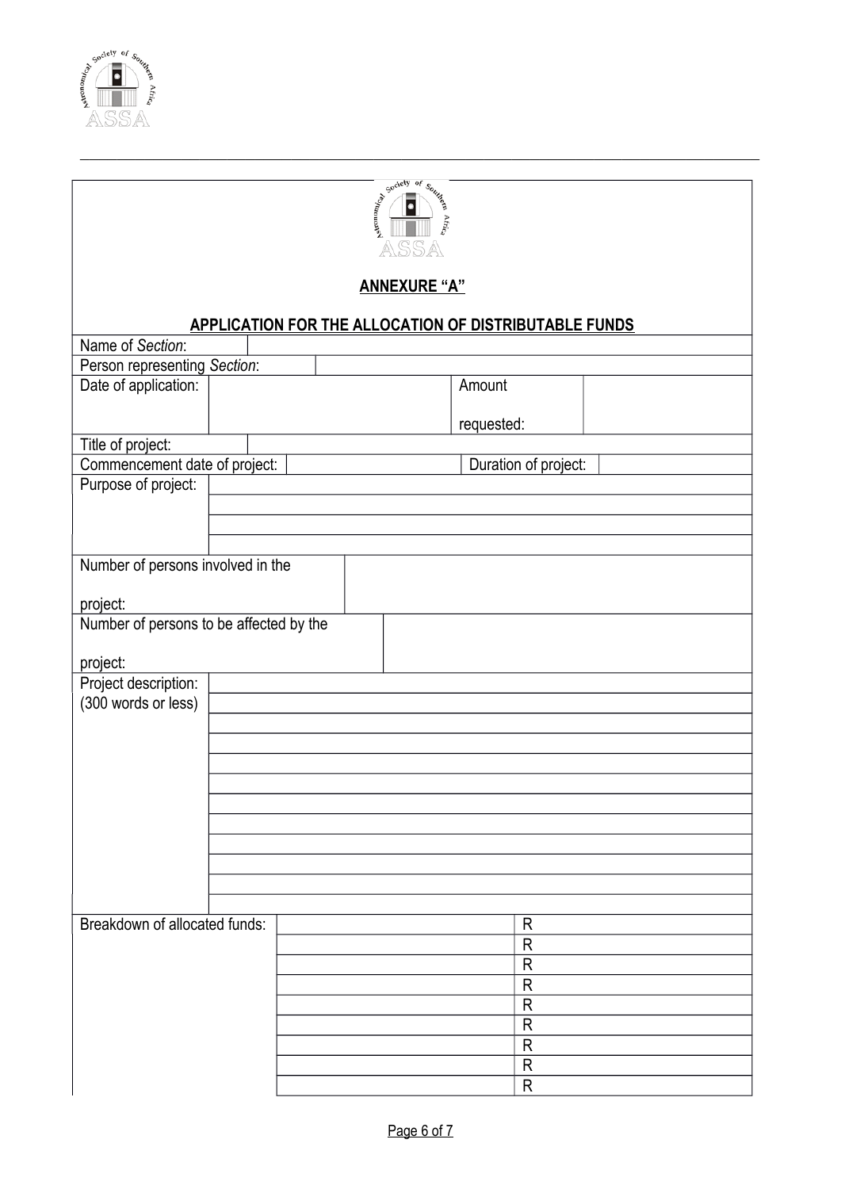## ANNEXURE "A"

## APPLICATION FOR THE ALLOCATION OF DISTRIBUTABLE FUNDS

| | | | |
|---|---|---|---|
| Name of *Section*: | | | |
| Person representing *Section*: | | | |
| Date of application: | | Amount requested: | |
| Title of project: | | | |
| Commencement date of project: | | Duration of project: | |
| Purpose of project: | | | |
| | | | |
| | | | |
| | | | |
| Number of persons involved in the project: | | | |
| Number of persons to be affected by the project: | | | |
| Project description: | | | |
| (300 words or less) | | | |
| | | | |
| | | | |
| | | | |
| | | | |
| | | | |
| | | | |
| | | | |
| | | | |
| | | | |
| | | | |
| Breakdown of allocated funds: | | R | |
| | | R | |
| | | R | |
| | | R | |
| | | R | |
| | | R | |
| | | R | |
| | | R | |
| | | R | |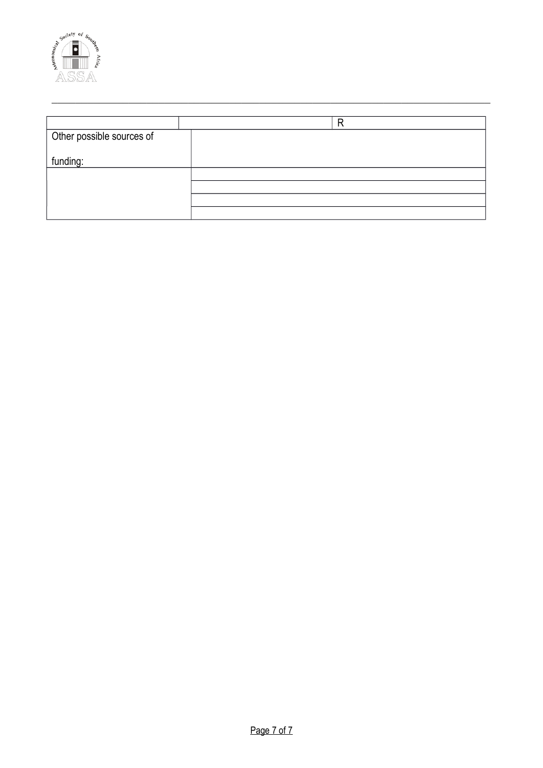| | | |
|---|---|---|
| | | R |
| Other possible sources of funding: | | |
| | | |
| | | |
| | | |
| | | |